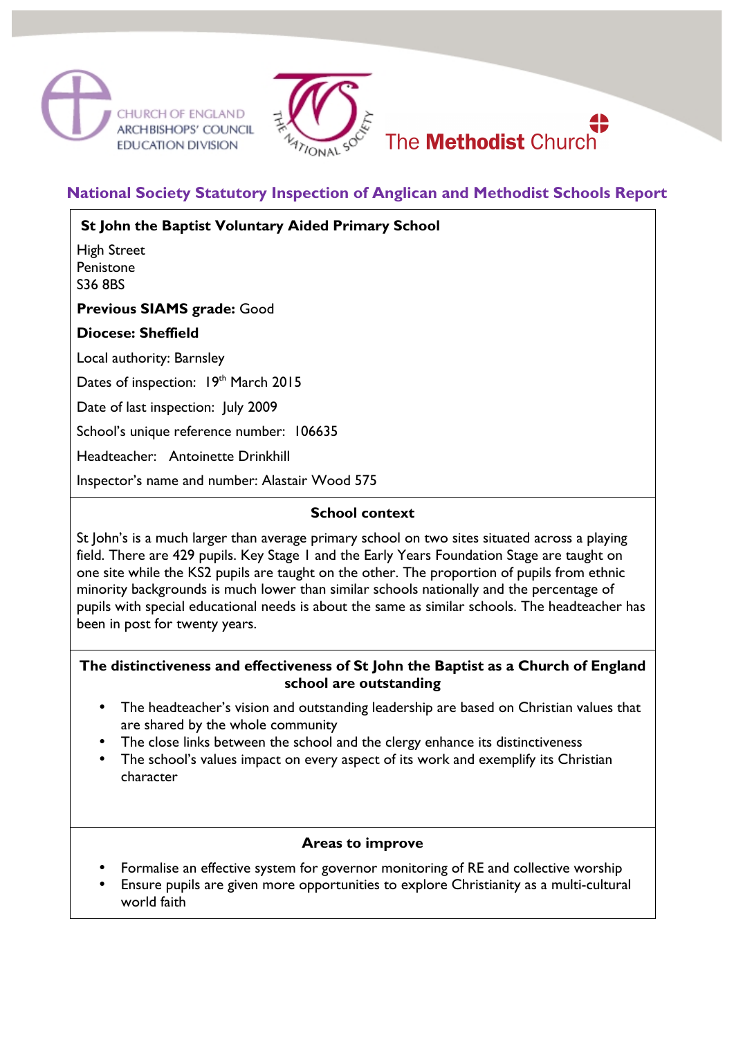CHURCH OF ENGLAND
ARCHBISHOPS' COUNCIL
EDUCATION DIVISION

THE NATIONAL SOCIETY

The **Methodist** Church

## National Society Statutory Inspection of Anglican and Methodist Schools Report

**St John the Baptist Voluntary Aided Primary School**

High Street
Penistone
S36 8BS

**Previous SIAMS grade:** Good

**Diocese: Sheffield**

Local authority: Barnsley

Dates of inspection: 19th March 2015

Date of last inspection: July 2009

School's unique reference number: 106635

Headteacher: Antoinette Drinkhill

Inspector's name and number: Alastair Wood 575

### School context

St John's is a much larger than average primary school on two sites situated across a playing field. There are 429 pupils. Key Stage 1 and the Early Years Foundation Stage are taught on one site while the KS2 pupils are taught on the other. The proportion of pupils from ethnic minority backgrounds is much lower than similar schools nationally and the percentage of pupils with special educational needs is about the same as similar schools. The headteacher has been in post for twenty years.

### The distinctiveness and effectiveness of St John the Baptist as a Church of England school are outstanding

- The headteacher's vision and outstanding leadership are based on Christian values that are shared by the whole community
- The close links between the school and the clergy enhance its distinctiveness
- The school's values impact on every aspect of its work and exemplify its Christian character

### Areas to improve

- Formalise an effective system for governor monitoring of RE and collective worship
- Ensure pupils are given more opportunities to explore Christianity as a multi-cultural world faith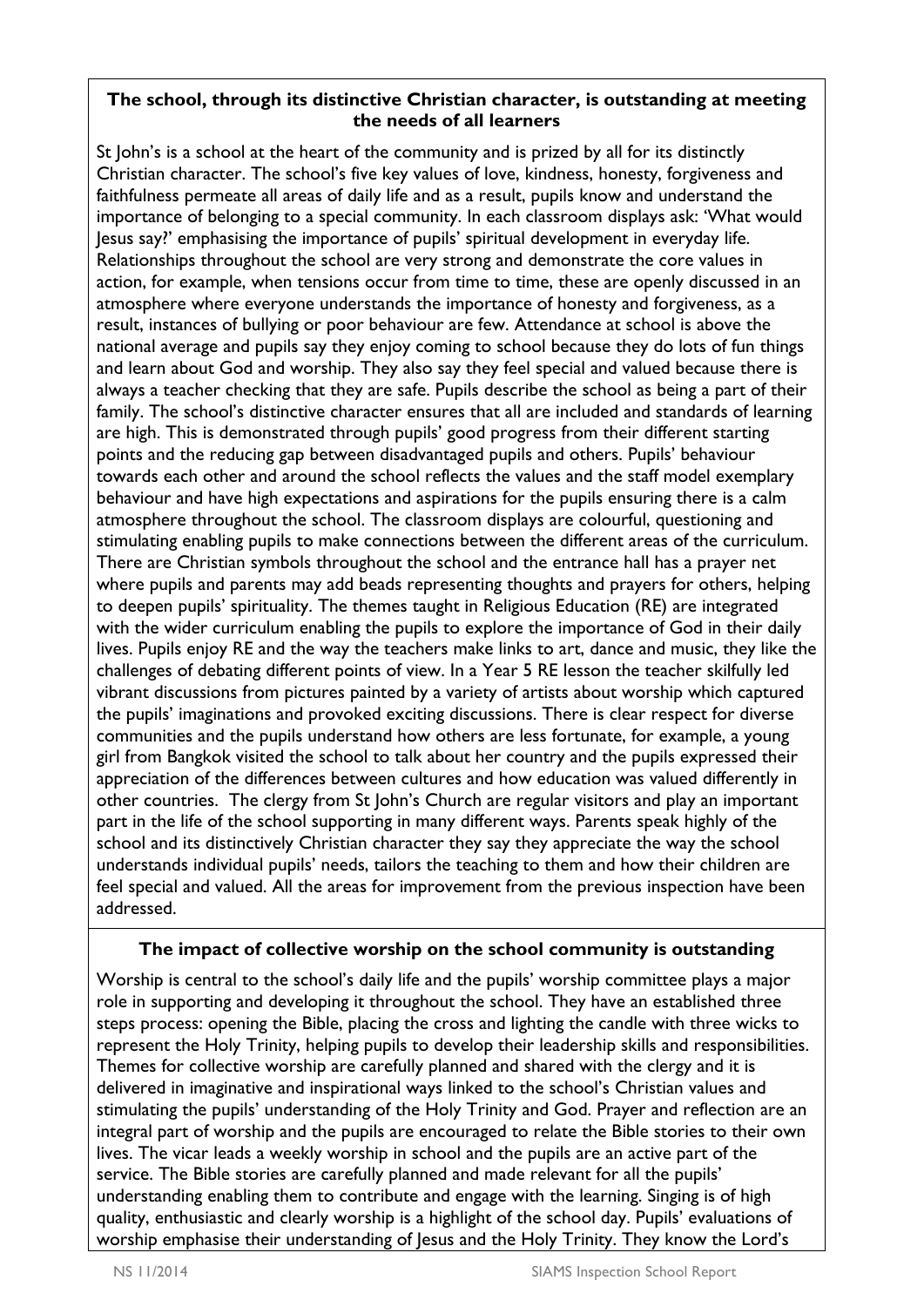**The school, through its distinctive Christian character, is outstanding at meeting the needs of all learners**

St John's is a school at the heart of the community and is prized by all for its distinctly Christian character. The school's five key values of love, kindness, honesty, forgiveness and faithfulness permeate all areas of daily life and as a result, pupils know and understand the importance of belonging to a special community. In each classroom displays ask: 'What would Jesus say?' emphasising the importance of pupils' spiritual development in everyday life. Relationships throughout the school are very strong and demonstrate the core values in action, for example, when tensions occur from time to time, these are openly discussed in an atmosphere where everyone understands the importance of honesty and forgiveness, as a result, instances of bullying or poor behaviour are few. Attendance at school is above the national average and pupils say they enjoy coming to school because they do lots of fun things and learn about God and worship. They also say they feel special and valued because there is always a teacher checking that they are safe. Pupils describe the school as being a part of their family. The school's distinctive character ensures that all are included and standards of learning are high. This is demonstrated through pupils' good progress from their different starting points and the reducing gap between disadvantaged pupils and others. Pupils' behaviour towards each other and around the school reflects the values and the staff model exemplary behaviour and have high expectations and aspirations for the pupils ensuring there is a calm atmosphere throughout the school. The classroom displays are colourful, questioning and stimulating enabling pupils to make connections between the different areas of the curriculum. There are Christian symbols throughout the school and the entrance hall has a prayer net where pupils and parents may add beads representing thoughts and prayers for others, helping to deepen pupils' spirituality. The themes taught in Religious Education (RE) are integrated with the wider curriculum enabling the pupils to explore the importance of God in their daily lives. Pupils enjoy RE and the way the teachers make links to art, dance and music, they like the challenges of debating different points of view. In a Year 5 RE lesson the teacher skilfully led vibrant discussions from pictures painted by a variety of artists about worship which captured the pupils' imaginations and provoked exciting discussions. There is clear respect for diverse communities and the pupils understand how others are less fortunate, for example, a young girl from Bangkok visited the school to talk about her country and the pupils expressed their appreciation of the differences between cultures and how education was valued differently in other countries. The clergy from St John's Church are regular visitors and play an important part in the life of the school supporting in many different ways. Parents speak highly of the school and its distinctively Christian character they say they appreciate the way the school understands individual pupils' needs, tailors the teaching to them and how their children are feel special and valued. All the areas for improvement from the previous inspection have been addressed.

**The impact of collective worship on the school community is outstanding**

Worship is central to the school's daily life and the pupils' worship committee plays a major role in supporting and developing it throughout the school. They have an established three steps process: opening the Bible, placing the cross and lighting the candle with three wicks to represent the Holy Trinity, helping pupils to develop their leadership skills and responsibilities. Themes for collective worship are carefully planned and shared with the clergy and it is delivered in imaginative and inspirational ways linked to the school's Christian values and stimulating the pupils' understanding of the Holy Trinity and God. Prayer and reflection are an integral part of worship and the pupils are encouraged to relate the Bible stories to their own lives. The vicar leads a weekly worship in school and the pupils are an active part of the service. The Bible stories are carefully planned and made relevant for all the pupils' understanding enabling them to contribute and engage with the learning. Singing is of high quality, enthusiastic and clearly worship is a highlight of the school day. Pupils' evaluations of worship emphasise their understanding of Jesus and the Holy Trinity. They know the Lord's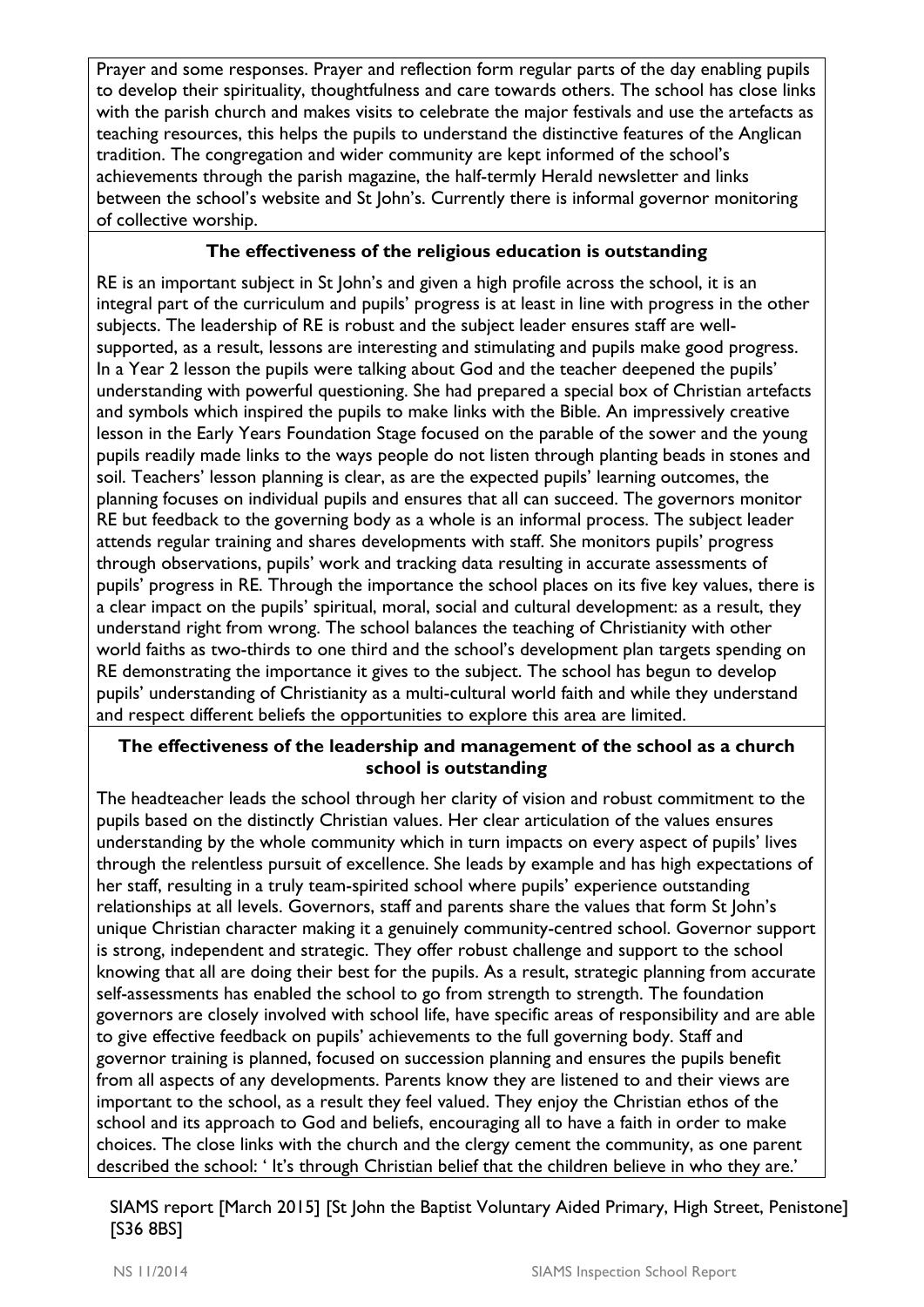Prayer and some responses. Prayer and reflection form regular parts of the day enabling pupils to develop their spirituality, thoughtfulness and care towards others. The school has close links with the parish church and makes visits to celebrate the major festivals and use the artefacts as teaching resources, this helps the pupils to understand the distinctive features of the Anglican tradition. The congregation and wider community are kept informed of the school's achievements through the parish magazine, the half-termly Herald newsletter and links between the school's website and St John's. Currently there is informal governor monitoring of collective worship.

### The effectiveness of the religious education is outstanding

RE is an important subject in St John's and given a high profile across the school, it is an integral part of the curriculum and pupils' progress is at least in line with progress in the other subjects. The leadership of RE is robust and the subject leader ensures staff are well-supported, as a result, lessons are interesting and stimulating and pupils make good progress. In a Year 2 lesson the pupils were talking about God and the teacher deepened the pupils' understanding with powerful questioning. She had prepared a special box of Christian artefacts and symbols which inspired the pupils to make links with the Bible. An impressively creative lesson in the Early Years Foundation Stage focused on the parable of the sower and the young pupils readily made links to the ways people do not listen through planting beads in stones and soil. Teachers' lesson planning is clear, as are the expected pupils' learning outcomes, the planning focuses on individual pupils and ensures that all can succeed. The governors monitor RE but feedback to the governing body as a whole is an informal process. The subject leader attends regular training and shares developments with staff. She monitors pupils' progress through observations, pupils' work and tracking data resulting in accurate assessments of pupils' progress in RE. Through the importance the school places on its five key values, there is a clear impact on the pupils' spiritual, moral, social and cultural development: as a result, they understand right from wrong. The school balances the teaching of Christianity with other world faiths as two-thirds to one third and the school's development plan targets spending on RE demonstrating the importance it gives to the subject. The school has begun to develop pupils' understanding of Christianity as a multi-cultural world faith and while they understand and respect different beliefs the opportunities to explore this area are limited.

### The effectiveness of the leadership and management of the school as a church school is outstanding

The headteacher leads the school through her clarity of vision and robust commitment to the pupils based on the distinctly Christian values. Her clear articulation of the values ensures understanding by the whole community which in turn impacts on every aspect of pupils' lives through the relentless pursuit of excellence. She leads by example and has high expectations of her staff, resulting in a truly team-spirited school where pupils' experience outstanding relationships at all levels. Governors, staff and parents share the values that form St John's unique Christian character making it a genuinely community-centred school. Governor support is strong, independent and strategic. They offer robust challenge and support to the school knowing that all are doing their best for the pupils. As a result, strategic planning from accurate self-assessments has enabled the school to go from strength to strength. The foundation governors are closely involved with school life, have specific areas of responsibility and are able to give effective feedback on pupils' achievements to the full governing body. Staff and governor training is planned, focused on succession planning and ensures the pupils benefit from all aspects of any developments. Parents know they are listened to and their views are important to the school, as a result they feel valued. They enjoy the Christian ethos of the school and its approach to God and beliefs, encouraging all to have a faith in order to make choices. The close links with the church and the clergy cement the community, as one parent described the school: ' It's through Christian belief that the children believe in who they are.'

SIAMS report [March 2015] [St John the Baptist Voluntary Aided Primary, High Street, Penistone] [S36 8BS]